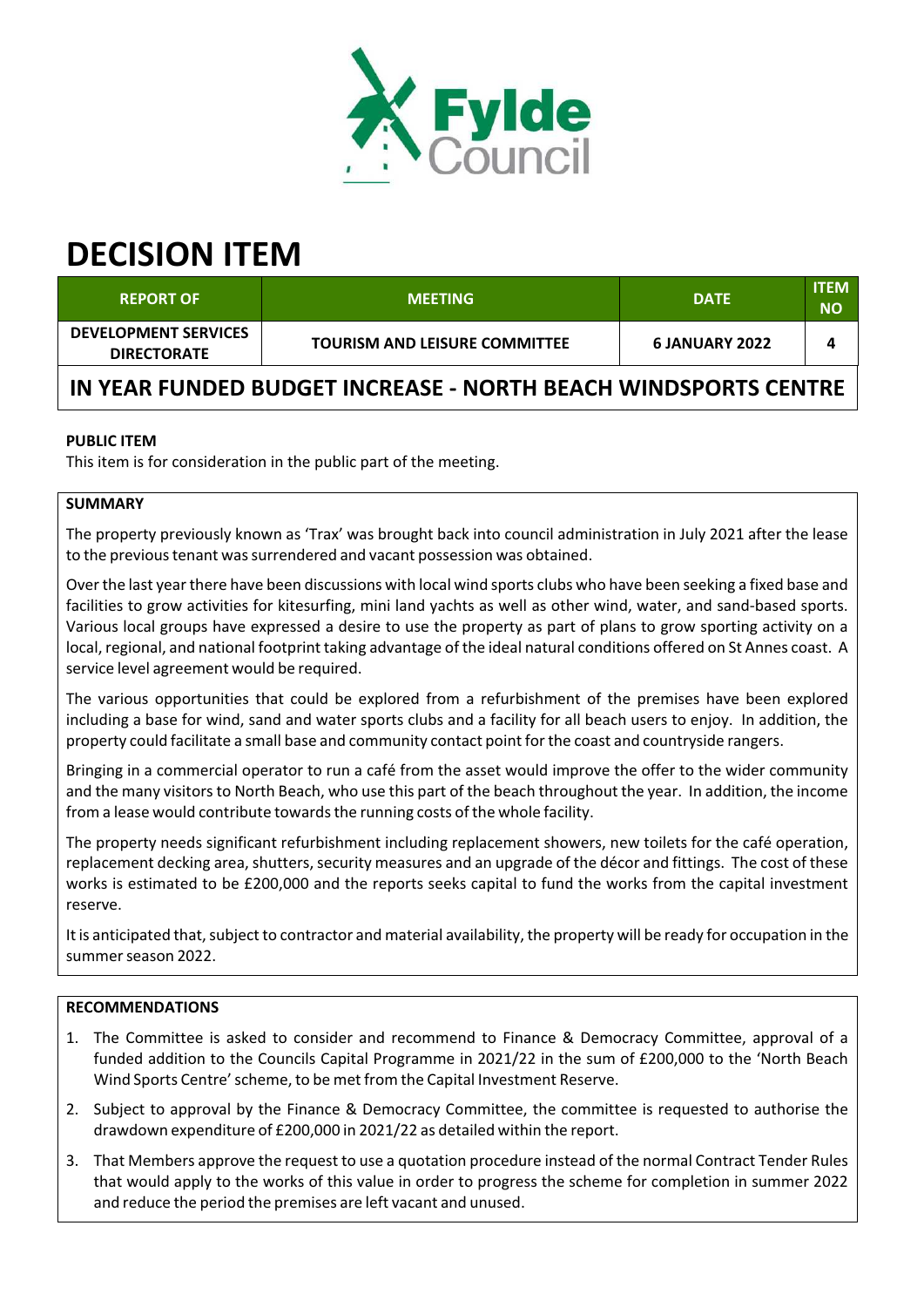# DECISION ITEM

| REPORT OF | MEETING | DATE | ITEM NO |
| --- | --- | --- | --- |
| DEVELOPMENT SERVICES DIRECTORATE | TOURISM AND LEISURE COMMITTEE | 6 JANUARY 2022 | 4 |

## IN YEAR FUNDED BUDGET INCREASE - NORTH BEACH WINDSPORTS CENTRE

**PUBLIC ITEM**

This item is for consideration in the public part of the meeting.

**SUMMARY**

The property previously known as 'Trax' was brought back into council administration in July 2021 after the lease to the previous tenant was surrendered and vacant possession was obtained.

Over the last year there have been discussions with local wind sports clubs who have been seeking a fixed base and facilities to grow activities for kitesurfing, mini land yachts as well as other wind, water, and sand-based sports. Various local groups have expressed a desire to use the property as part of plans to grow sporting activity on a local, regional, and national footprint taking advantage of the ideal natural conditions offered on St Annes coast. A service level agreement would be required.

The various opportunities that could be explored from a refurbishment of the premises have been explored including a base for wind, sand and water sports clubs and a facility for all beach users to enjoy. In addition, the property could facilitate a small base and community contact point for the coast and countryside rangers.

Bringing in a commercial operator to run a café from the asset would improve the offer to the wider community and the many visitors to North Beach, who use this part of the beach throughout the year. In addition, the income from a lease would contribute towards the running costs of the whole facility.

The property needs significant refurbishment including replacement showers, new toilets for the café operation, replacement decking area, shutters, security measures and an upgrade of the décor and fittings. The cost of these works is estimated to be £200,000 and the reports seeks capital to fund the works from the capital investment reserve.

It is anticipated that, subject to contractor and material availability, the property will be ready for occupation in the summer season 2022.

**RECOMMENDATIONS**

1. The Committee is asked to consider and recommend to Finance & Democracy Committee, approval of a funded addition to the Councils Capital Programme in 2021/22 in the sum of £200,000 to the 'North Beach Wind Sports Centre' scheme, to be met from the Capital Investment Reserve.
2. Subject to approval by the Finance & Democracy Committee, the committee is requested to authorise the drawdown expenditure of £200,000 in 2021/22 as detailed within the report.
3. That Members approve the request to use a quotation procedure instead of the normal Contract Tender Rules that would apply to the works of this value in order to progress the scheme for completion in summer 2022 and reduce the period the premises are left vacant and unused.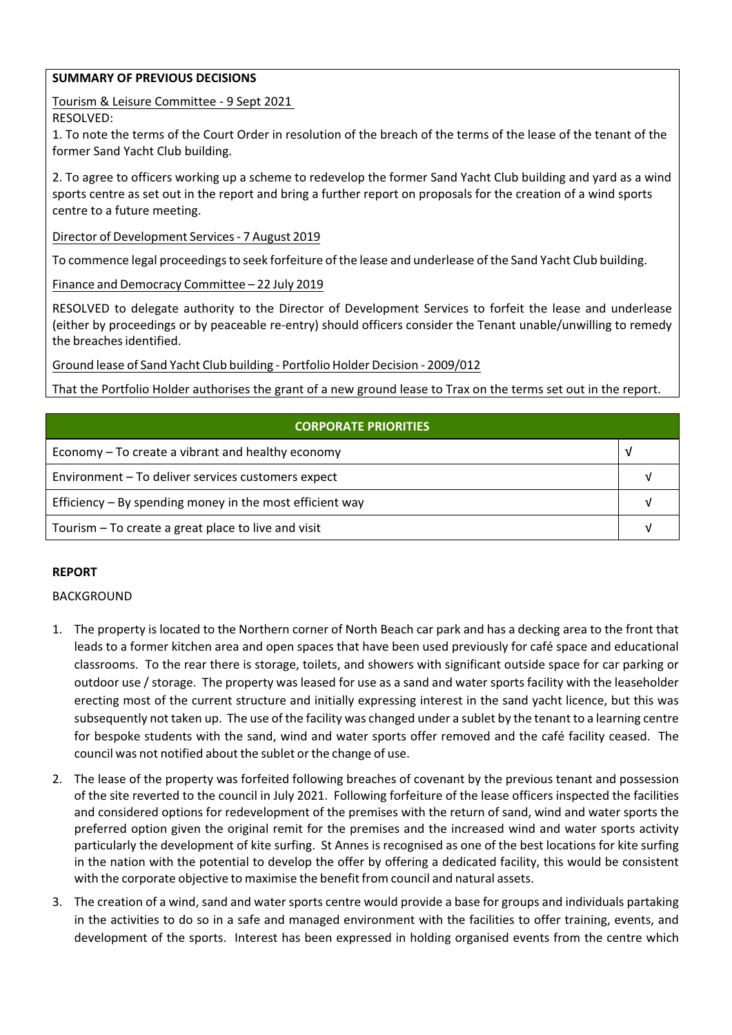**SUMMARY OF PREVIOUS DECISIONS**

Tourism & Leisure Committee - 9 Sept 2021

RESOLVED:

1. To note the terms of the Court Order in resolution of the breach of the terms of the lease of the tenant of the former Sand Yacht Club building.

2. To agree to officers working up a scheme to redevelop the former Sand Yacht Club building and yard as a wind sports centre as set out in the report and bring a further report on proposals for the creation of a wind sports centre to a future meeting.

Director of Development Services - 7 August 2019

To commence legal proceedings to seek forfeiture of the lease and underlease of the Sand Yacht Club building.

Finance and Democracy Committee – 22 July 2019

RESOLVED to delegate authority to the Director of Development Services to forfeit the lease and underlease (either by proceedings or by peaceable re-entry) should officers consider the Tenant unable/unwilling to remedy the breaches identified.

Ground lease of Sand Yacht Club building - Portfolio Holder Decision - 2009/012

That the Portfolio Holder authorises the grant of a new ground lease to Trax on the terms set out in the report.

| CORPORATE PRIORITIES | |
|---|---|
| Economy – To create a vibrant and healthy economy | √ |
| Environment – To deliver services customers expect | √ |
| Efficiency – By spending money in the most efficient way | √ |
| Tourism – To create a great place to live and visit | √ |

**REPORT**

BACKGROUND

1. The property is located to the Northern corner of North Beach car park and has a decking area to the front that leads to a former kitchen area and open spaces that have been used previously for café space and educational classrooms. To the rear there is storage, toilets, and showers with significant outside space for car parking or outdoor use / storage. The property was leased for use as a sand and water sports facility with the leaseholder erecting most of the current structure and initially expressing interest in the sand yacht licence, but this was subsequently not taken up. The use of the facility was changed under a sublet by the tenant to a learning centre for bespoke students with the sand, wind and water sports offer removed and the café facility ceased. The council was not notified about the sublet or the change of use.

2. The lease of the property was forfeited following breaches of covenant by the previous tenant and possession of the site reverted to the council in July 2021. Following forfeiture of the lease officers inspected the facilities and considered options for redevelopment of the premises with the return of sand, wind and water sports the preferred option given the original remit for the premises and the increased wind and water sports activity particularly the development of kite surfing. St Annes is recognised as one of the best locations for kite surfing in the nation with the potential to develop the offer by offering a dedicated facility, this would be consistent with the corporate objective to maximise the benefit from council and natural assets.

3. The creation of a wind, sand and water sports centre would provide a base for groups and individuals partaking in the activities to do so in a safe and managed environment with the facilities to offer training, events, and development of the sports. Interest has been expressed in holding organised events from the centre which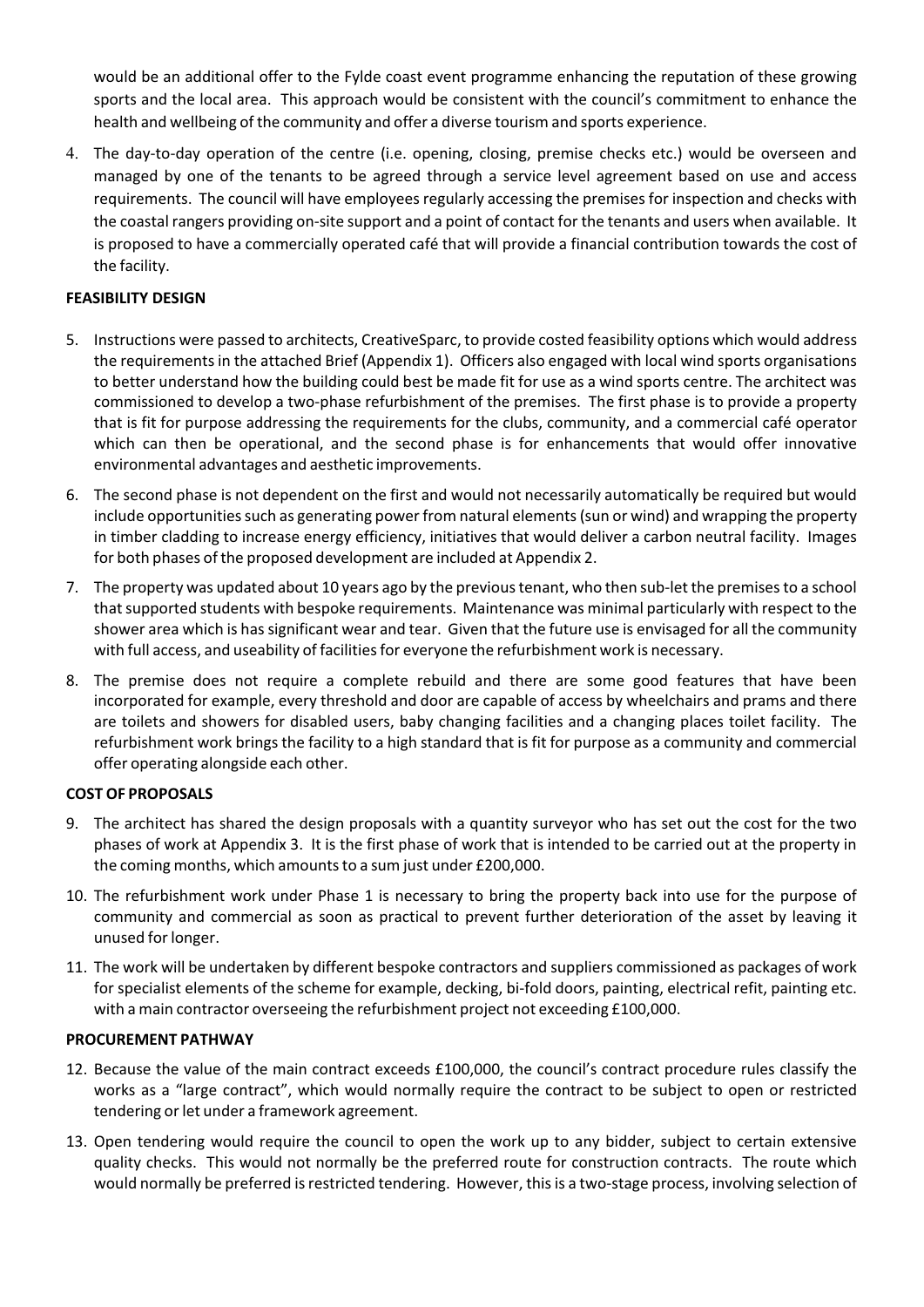would be an additional offer to the Fylde coast event programme enhancing the reputation of these growing sports and the local area. This approach would be consistent with the council's commitment to enhance the health and wellbeing of the community and offer a diverse tourism and sports experience.

4. The day-to-day operation of the centre (i.e. opening, closing, premise checks etc.) would be overseen and managed by one of the tenants to be agreed through a service level agreement based on use and access requirements. The council will have employees regularly accessing the premises for inspection and checks with the coastal rangers providing on-site support and a point of contact for the tenants and users when available. It is proposed to have a commercially operated café that will provide a financial contribution towards the cost of the facility.

**FEASIBILITY DESIGN**

5. Instructions were passed to architects, CreativeSparc, to provide costed feasibility options which would address the requirements in the attached Brief (Appendix 1). Officers also engaged with local wind sports organisations to better understand how the building could best be made fit for use as a wind sports centre. The architect was commissioned to develop a two-phase refurbishment of the premises. The first phase is to provide a property that is fit for purpose addressing the requirements for the clubs, community, and a commercial café operator which can then be operational, and the second phase is for enhancements that would offer innovative environmental advantages and aesthetic improvements.

6. The second phase is not dependent on the first and would not necessarily automatically be required but would include opportunities such as generating power from natural elements (sun or wind) and wrapping the property in timber cladding to increase energy efficiency, initiatives that would deliver a carbon neutral facility. Images for both phases of the proposed development are included at Appendix 2.

7. The property was updated about 10 years ago by the previous tenant, who then sub-let the premises to a school that supported students with bespoke requirements. Maintenance was minimal particularly with respect to the shower area which is has significant wear and tear. Given that the future use is envisaged for all the community with full access, and useability of facilities for everyone the refurbishment work is necessary.

8. The premise does not require a complete rebuild and there are some good features that have been incorporated for example, every threshold and door are capable of access by wheelchairs and prams and there are toilets and showers for disabled users, baby changing facilities and a changing places toilet facility. The refurbishment work brings the facility to a high standard that is fit for purpose as a community and commercial offer operating alongside each other.

**COST OF PROPOSALS**

9. The architect has shared the design proposals with a quantity surveyor who has set out the cost for the two phases of work at Appendix 3. It is the first phase of work that is intended to be carried out at the property in the coming months, which amounts to a sum just under £200,000.

10. The refurbishment work under Phase 1 is necessary to bring the property back into use for the purpose of community and commercial as soon as practical to prevent further deterioration of the asset by leaving it unused for longer.

11. The work will be undertaken by different bespoke contractors and suppliers commissioned as packages of work for specialist elements of the scheme for example, decking, bi-fold doors, painting, electrical refit, painting etc. with a main contractor overseeing the refurbishment project not exceeding £100,000.

**PROCUREMENT PATHWAY**

12. Because the value of the main contract exceeds £100,000, the council's contract procedure rules classify the works as a "large contract", which would normally require the contract to be subject to open or restricted tendering or let under a framework agreement.

13. Open tendering would require the council to open the work up to any bidder, subject to certain extensive quality checks. This would not normally be the preferred route for construction contracts. The route which would normally be preferred is restricted tendering. However, this is a two-stage process, involving selection of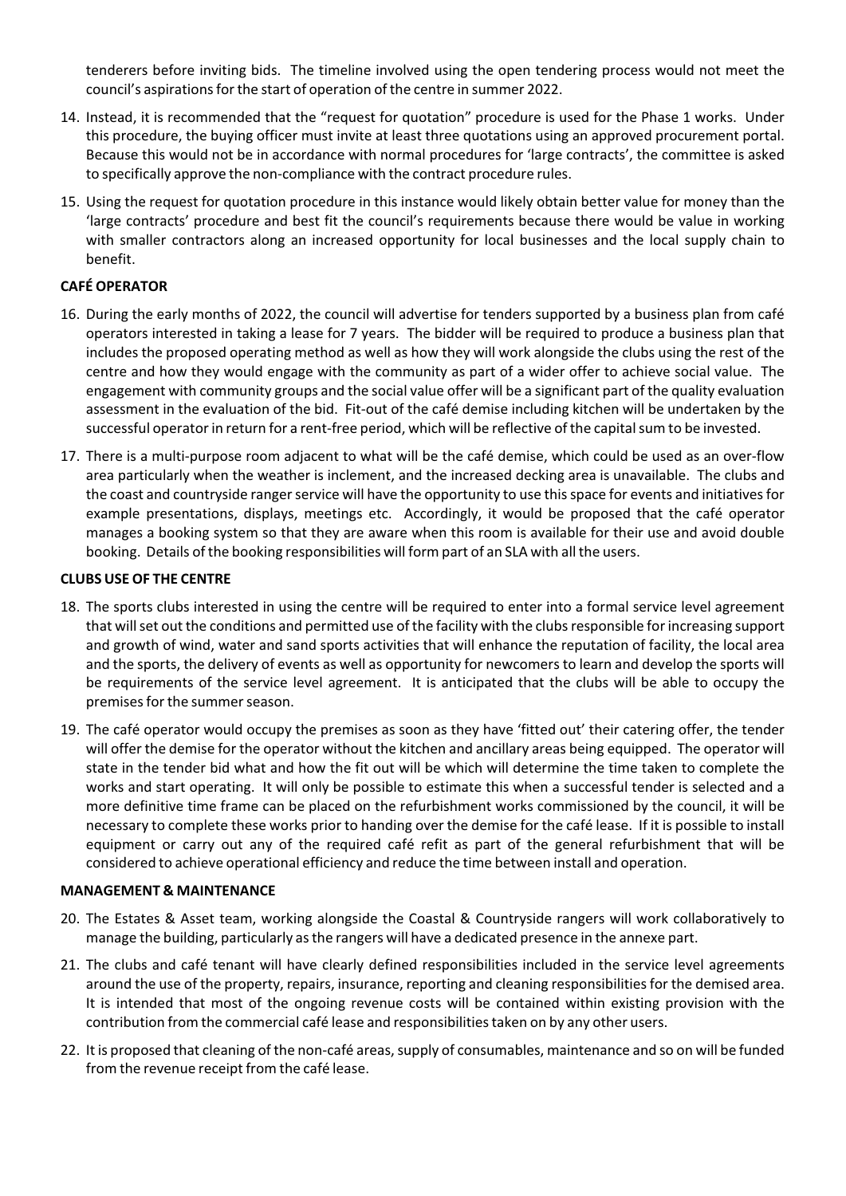tenderers before inviting bids. The timeline involved using the open tendering process would not meet the council's aspirations for the start of operation of the centre in summer 2022.

14. Instead, it is recommended that the "request for quotation" procedure is used for the Phase 1 works. Under this procedure, the buying officer must invite at least three quotations using an approved procurement portal. Because this would not be in accordance with normal procedures for 'large contracts', the committee is asked to specifically approve the non-compliance with the contract procedure rules.

15. Using the request for quotation procedure in this instance would likely obtain better value for money than the 'large contracts' procedure and best fit the council's requirements because there would be value in working with smaller contractors along an increased opportunity for local businesses and the local supply chain to benefit.

**CAFÉ OPERATOR**

16. During the early months of 2022, the council will advertise for tenders supported by a business plan from café operators interested in taking a lease for 7 years. The bidder will be required to produce a business plan that includes the proposed operating method as well as how they will work alongside the clubs using the rest of the centre and how they would engage with the community as part of a wider offer to achieve social value. The engagement with community groups and the social value offer will be a significant part of the quality evaluation assessment in the evaluation of the bid. Fit-out of the café demise including kitchen will be undertaken by the successful operator in return for a rent-free period, which will be reflective of the capital sum to be invested.

17. There is a multi-purpose room adjacent to what will be the café demise, which could be used as an over-flow area particularly when the weather is inclement, and the increased decking area is unavailable. The clubs and the coast and countryside ranger service will have the opportunity to use this space for events and initiatives for example presentations, displays, meetings etc. Accordingly, it would be proposed that the café operator manages a booking system so that they are aware when this room is available for their use and avoid double booking. Details of the booking responsibilities will form part of an SLA with all the users.

**CLUBS USE OF THE CENTRE**

18. The sports clubs interested in using the centre will be required to enter into a formal service level agreement that will set out the conditions and permitted use of the facility with the clubs responsible for increasing support and growth of wind, water and sand sports activities that will enhance the reputation of facility, the local area and the sports, the delivery of events as well as opportunity for newcomers to learn and develop the sports will be requirements of the service level agreement. It is anticipated that the clubs will be able to occupy the premises for the summer season.

19. The café operator would occupy the premises as soon as they have 'fitted out' their catering offer, the tender will offer the demise for the operator without the kitchen and ancillary areas being equipped. The operator will state in the tender bid what and how the fit out will be which will determine the time taken to complete the works and start operating. It will only be possible to estimate this when a successful tender is selected and a more definitive time frame can be placed on the refurbishment works commissioned by the council, it will be necessary to complete these works prior to handing over the demise for the café lease. If it is possible to install equipment or carry out any of the required café refit as part of the general refurbishment that will be considered to achieve operational efficiency and reduce the time between install and operation.

**MANAGEMENT & MAINTENANCE**

20. The Estates & Asset team, working alongside the Coastal & Countryside rangers will work collaboratively to manage the building, particularly as the rangers will have a dedicated presence in the annexe part.

21. The clubs and café tenant will have clearly defined responsibilities included in the service level agreements around the use of the property, repairs, insurance, reporting and cleaning responsibilities for the demised area. It is intended that most of the ongoing revenue costs will be contained within existing provision with the contribution from the commercial café lease and responsibilities taken on by any other users.

22. It is proposed that cleaning of the non-café areas, supply of consumables, maintenance and so on will be funded from the revenue receipt from the café lease.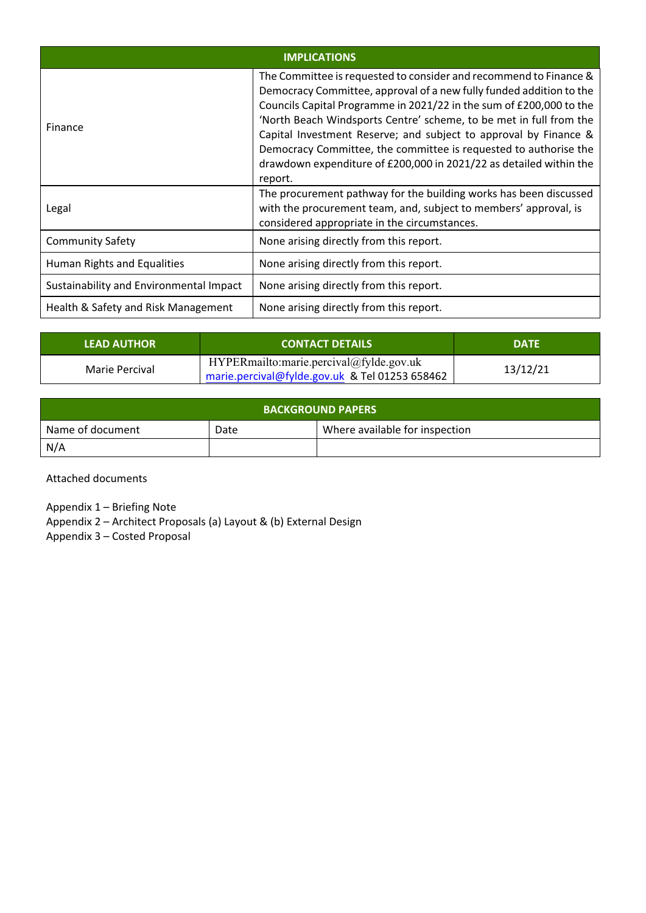| IMPLICATIONS | |
|---|---|
| Finance | The Committee is requested to consider and recommend to Finance & Democracy Committee, approval of a new fully funded addition to the Councils Capital Programme in 2021/22 in the sum of £200,000 to the 'North Beach Windsports Centre' scheme, to be met in full from the Capital Investment Reserve; and subject to approval by Finance & Democracy Committee, the committee is requested to authorise the drawdown expenditure of £200,000 in 2021/22 as detailed within the report. |
| Legal | The procurement pathway for the building works has been discussed with the procurement team, and, subject to members' approval, is considered appropriate in the circumstances. |
| Community Safety | None arising directly from this report. |
| Human Rights and Equalities | None arising directly from this report. |
| Sustainability and Environmental Impact | None arising directly from this report. |
| Health & Safety and Risk Management | None arising directly from this report. |

| LEAD AUTHOR | CONTACT DETAILS | DATE |
|---|---|---|
| Marie Percival | HYPERmailto:marie.percival@fylde.gov.uk marie.percival@fylde.gov.uk & Tel 01253 658462 | 13/12/21 |

| BACKGROUND PAPERS | | |
|---|---|---|
| Name of document | Date | Where available for inspection |
| N/A | | |

Attached documents

Appendix 1 – Briefing Note
Appendix 2 – Architect Proposals (a) Layout & (b) External Design
Appendix 3 – Costed Proposal